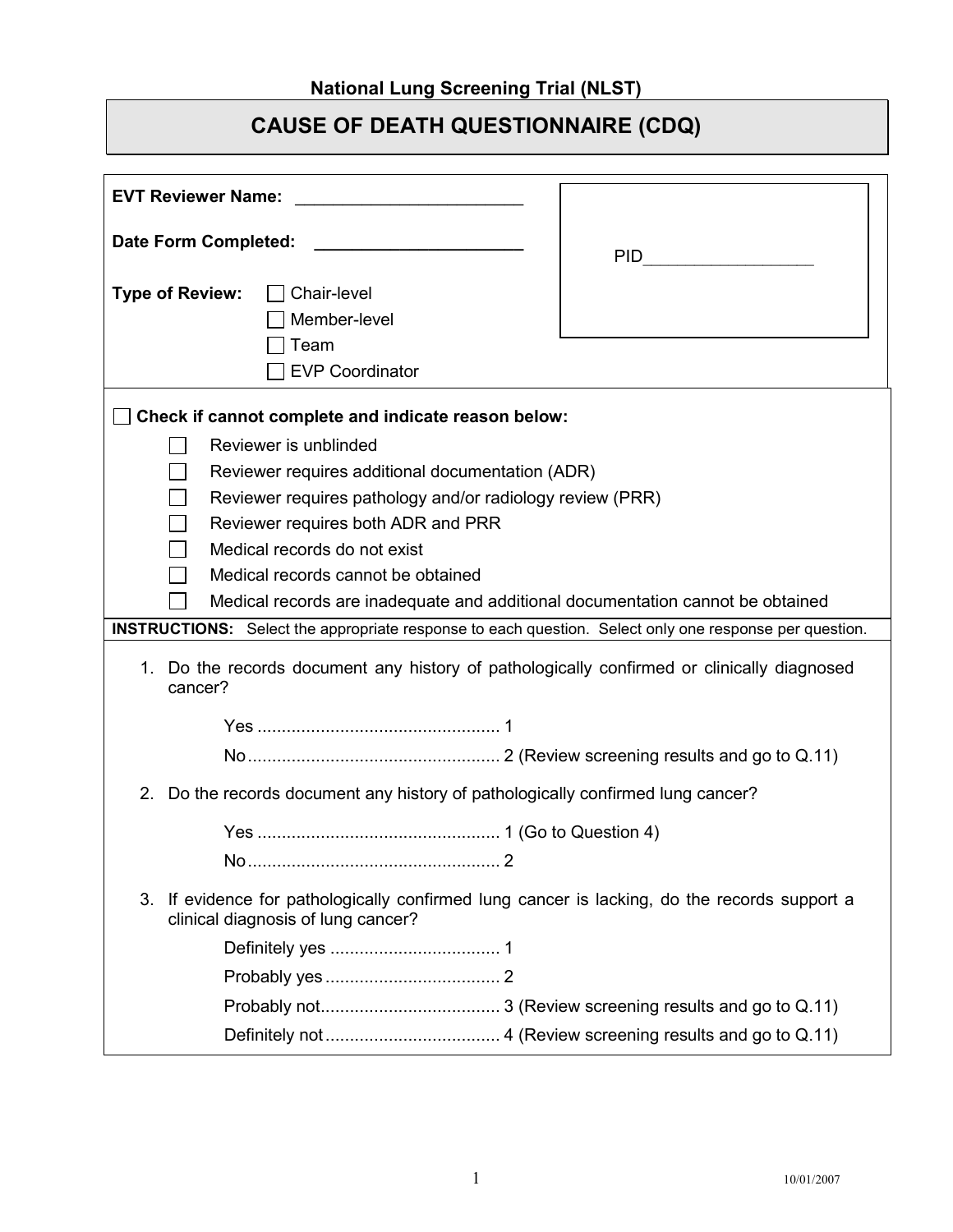**National Lung Screening Trial (NLST)**

# CAUSE OF DEATH QUESTIONNAIRE (CDQ)

**EVT Reviewer Name:** ________________________

**Date Form Completed:** ______________________

PID__________________

**Type of Review:**
- ☐ Chair-level
- ☐ Member-level
- ☐ Team
- ☐ EVP Coordinator

☐ **Check if cannot complete and indicate reason below:**

- ☐ Reviewer is unblinded
- ☐ Reviewer requires additional documentation (ADR)
- ☐ Reviewer requires pathology and/or radiology review (PRR)
- ☐ Reviewer requires both ADR and PRR
- ☐ Medical records do not exist
- ☐ Medical records cannot be obtained
- ☐ Medical records are inadequate and additional documentation cannot be obtained

**INSTRUCTIONS:** Select the appropriate response to each question. Select only one response per question.

1. Do the records document any history of pathologically confirmed or clinically diagnosed cancer?

   Yes .................................................. 1
   
   No .................................................... 2 (Review screening results and go to Q.11)

2. Do the records document any history of pathologically confirmed lung cancer?

   Yes .................................................. 1 (Go to Question 4)
   
   No .................................................... 2

3. If evidence for pathologically confirmed lung cancer is lacking, do the records support a clinical diagnosis of lung cancer?

   Definitely yes .................................. 1
   
   Probably yes .................................... 2
   
   Probably not..................................... 3 (Review screening results and go to Q.11)
   
   Definitely not .................................... 4 (Review screening results and go to Q.11)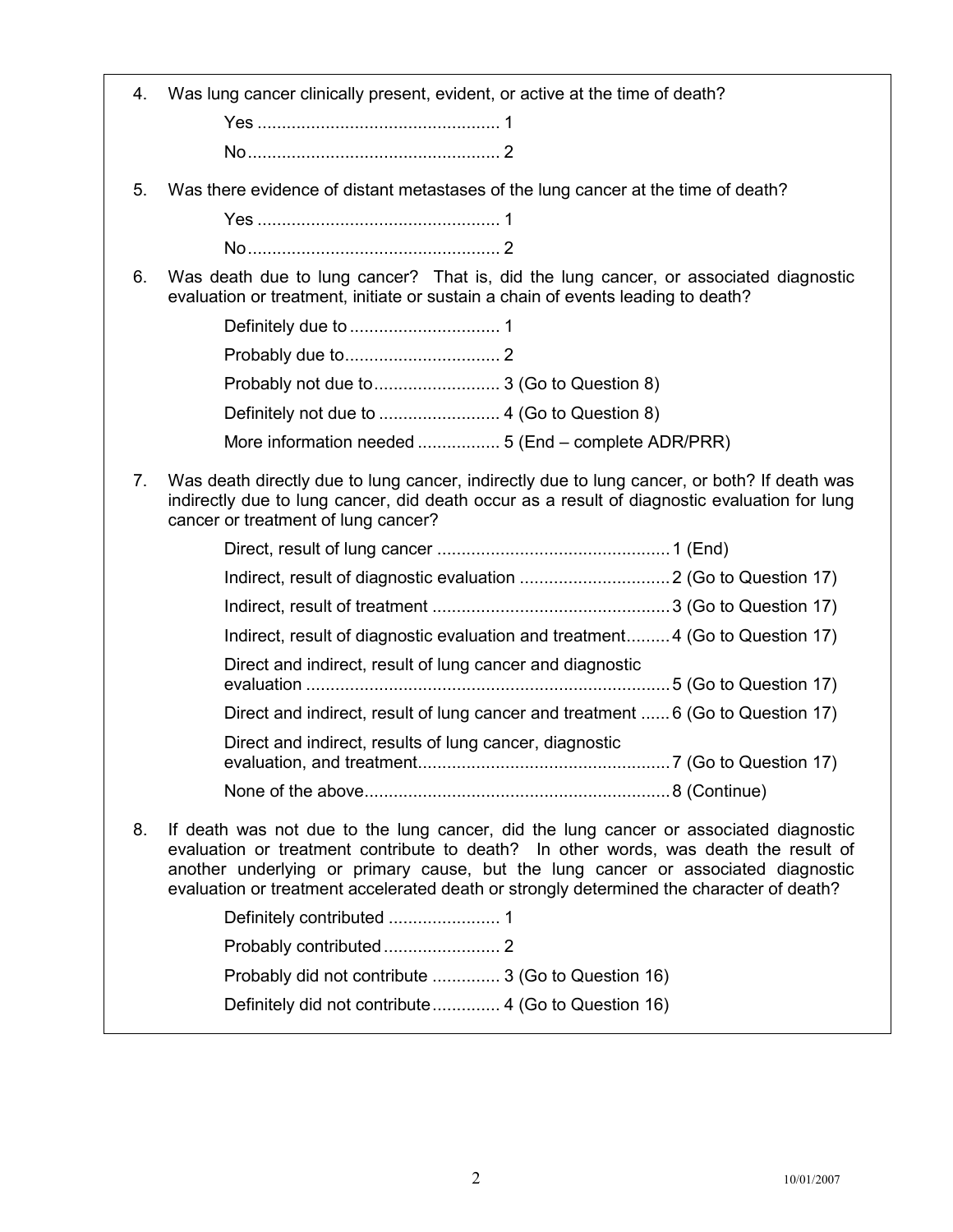4. Was lung cancer clinically present, evident, or active at the time of death?

   Yes .................................................. 1

   No .................................................... 2

5. Was there evidence of distant metastases of the lung cancer at the time of death?

   Yes .................................................. 1

   No .................................................... 2

6. Was death due to lung cancer? That is, did the lung cancer, or associated diagnostic evaluation or treatment, initiate or sustain a chain of events leading to death?

   Definitely due to ............................... 1

   Probably due to................................. 2

   Probably not due to.......................... 3 (Go to Question 8)

   Definitely not due to ......................... 4 (Go to Question 8)

   More information needed ................. 5 (End – complete ADR/PRR)

7. Was death directly due to lung cancer, indirectly due to lung cancer, or both? If death was indirectly due to lung cancer, did death occur as a result of diagnostic evaluation for lung cancer or treatment of lung cancer?

   Direct, result of lung cancer ................................................ 1 (End)

   Indirect, result of diagnostic evaluation ............................... 2 (Go to Question 17)

   Indirect, result of treatment ................................................ 3 (Go to Question 17)

   Indirect, result of diagnostic evaluation and treatment......... 4 (Go to Question 17)

   Direct and indirect, result of lung cancer and diagnostic evaluation ........................................................................... 5 (Go to Question 17)

   Direct and indirect, result of lung cancer and treatment ...... 6 (Go to Question 17)

   Direct and indirect, results of lung cancer, diagnostic evaluation, and treatment.................................................... 7 (Go to Question 17)

   None of the above.............................................................. 8 (Continue)

8. If death was not due to the lung cancer, did the lung cancer or associated diagnostic evaluation or treatment contribute to death? In other words, was death the result of another underlying or primary cause, but the lung cancer or associated diagnostic evaluation or treatment accelerated death or strongly determined the character of death?

   Definitely contributed ....................... 1

   Probably contributed ........................ 2

   Probably did not contribute .............. 3 (Go to Question 16)

   Definitely did not contribute.............. 4 (Go to Question 16)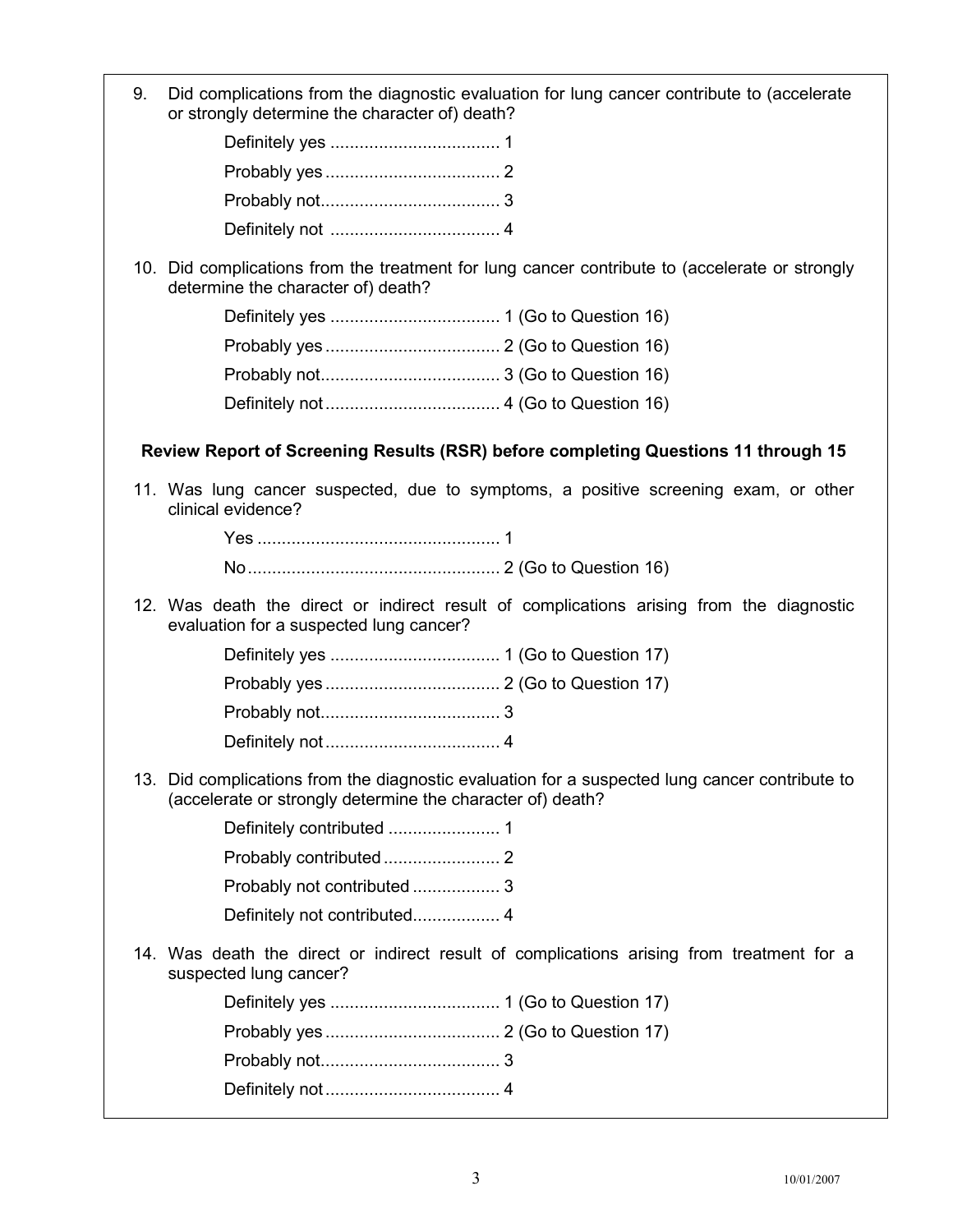9. Did complications from the diagnostic evaluation for lung cancer contribute to (accelerate or strongly determine the character of) death?

   Definitely yes .................................. 1

   Probably yes .................................... 2

   Probably not..................................... 3

   Definitely not .................................. 4

10. Did complications from the treatment for lung cancer contribute to (accelerate or strongly determine the character of) death?

    Definitely yes .................................. 1 (Go to Question 16)

    Probably yes .................................... 2 (Go to Question 16)

    Probably not..................................... 3 (Go to Question 16)

    Definitely not ................................... 4 (Go to Question 16)

**Review Report of Screening Results (RSR) before completing Questions 11 through 15**

11. Was lung cancer suspected, due to symptoms, a positive screening exam, or other clinical evidence?

    Yes ................................................. 1

    No.................................................... 2 (Go to Question 16)

12. Was death the direct or indirect result of complications arising from the diagnostic evaluation for a suspected lung cancer?

    Definitely yes .................................. 1 (Go to Question 17)

    Probably yes .................................... 2 (Go to Question 17)

    Probably not..................................... 3

    Definitely not ................................... 4

13. Did complications from the diagnostic evaluation for a suspected lung cancer contribute to (accelerate or strongly determine the character of) death?

    Definitely contributed ....................... 1

    Probably contributed ........................ 2

    Probably not contributed .................. 3

    Definitely not contributed.................. 4

14. Was death the direct or indirect result of complications arising from treatment for a suspected lung cancer?

    Definitely yes .................................. 1 (Go to Question 17)

    Probably yes .................................... 2 (Go to Question 17)

    Probably not..................................... 3

    Definitely not ................................... 4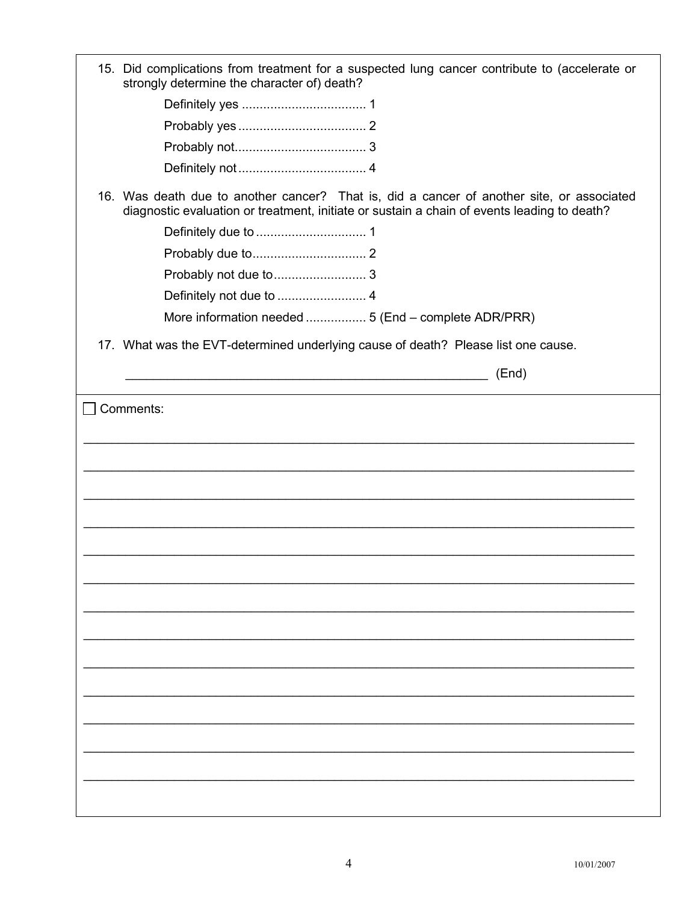15. Did complications from treatment for a suspected lung cancer contribute to (accelerate or strongly determine the character of) death?

    Definitely yes .................................. 1

    Probably yes .................................. 2

    Probably not.................................... 3

    Definitely not .................................. 4

16. Was death due to another cancer? That is, did a cancer of another site, or associated diagnostic evaluation or treatment, initiate or sustain a chain of events leading to death?

    Definitely due to .............................. 1

    Probably due to................................ 2

    Probably not due to.......................... 3

    Definitely not due to ......................... 4

    More information needed ................ 5 (End – complete ADR/PRR)

17. What was the EVT-determined underlying cause of death? Please list one cause.

    ______________________________________________________ (End)

☐ Comments:

________________________________________________________________________________

________________________________________________________________________________

________________________________________________________________________________

________________________________________________________________________________

________________________________________________________________________________

________________________________________________________________________________

________________________________________________________________________________

________________________________________________________________________________

________________________________________________________________________________

________________________________________________________________________________

________________________________________________________________________________

________________________________________________________________________________

________________________________________________________________________________

10/01/2007